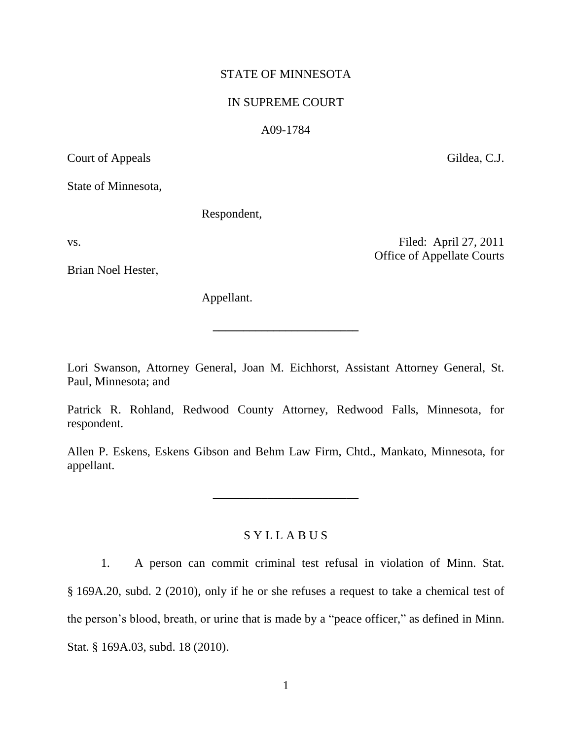STATE OF MINNESOTA

IN SUPREME COURT

A09-1784

Court of Appeals Gildea, C.J.

State of Minnesota,

Respondent,

vs. Filed: April 27, 2011
Office of Appellate Courts

Brian Noel Hester,

Appellant.

---

Lori Swanson, Attorney General, Joan M. Eichhorst, Assistant Attorney General, St. Paul, Minnesota; and

Patrick R. Rohland, Redwood County Attorney, Redwood Falls, Minnesota, for respondent.

Allen P. Eskens, Eskens Gibson and Behm Law Firm, Chtd., Mankato, Minnesota, for appellant.

---

S Y L L A B U S

1. A person can commit criminal test refusal in violation of Minn. Stat. § 169A.20, subd. 2 (2010), only if he or she refuses a request to take a chemical test of the person's blood, breath, or urine that is made by a "peace officer," as defined in Minn. Stat. § 169A.03, subd. 18 (2010).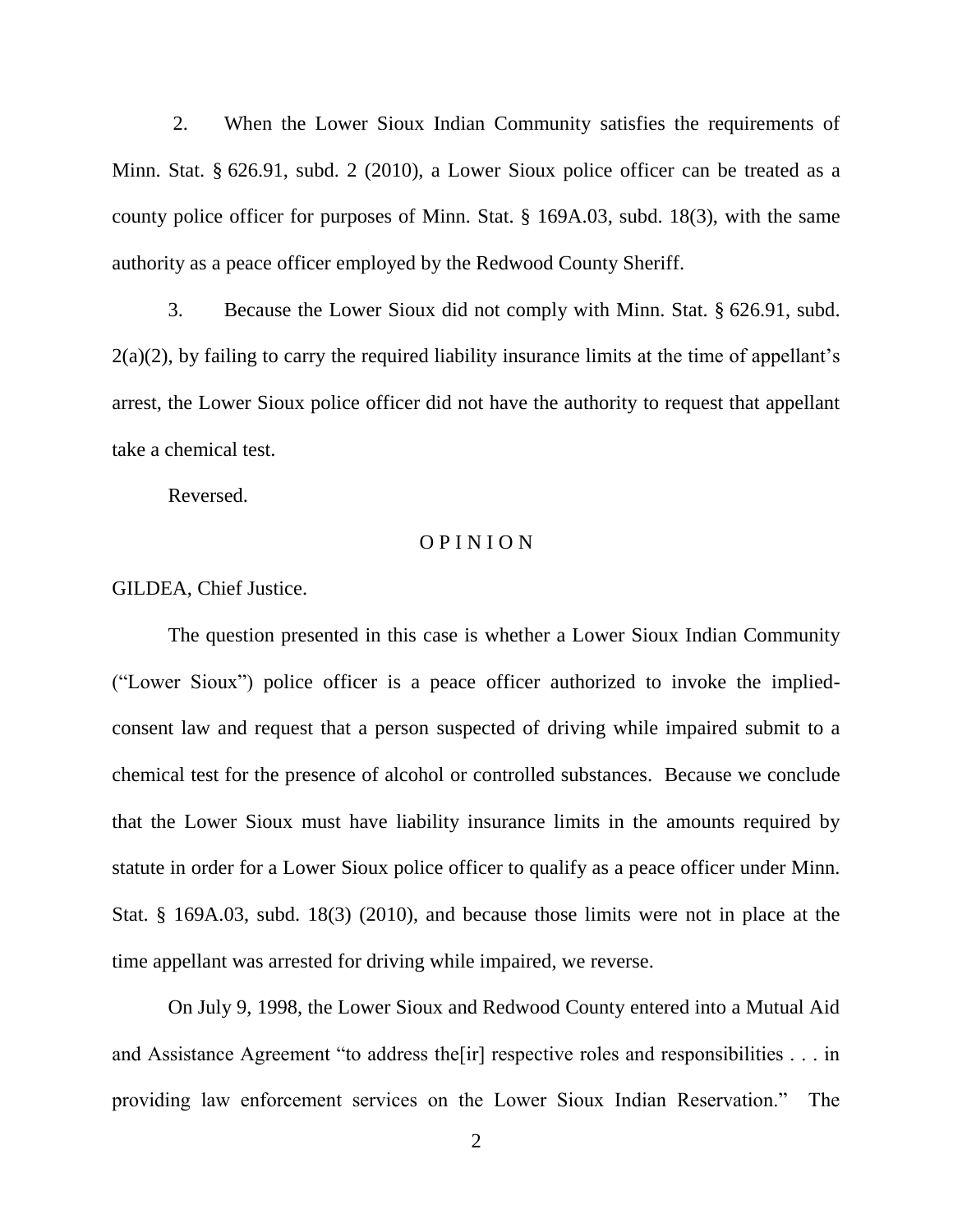2. When the Lower Sioux Indian Community satisfies the requirements of Minn. Stat. § 626.91, subd. 2 (2010), a Lower Sioux police officer can be treated as a county police officer for purposes of Minn. Stat. § 169A.03, subd. 18(3), with the same authority as a peace officer employed by the Redwood County Sheriff.

3. Because the Lower Sioux did not comply with Minn. Stat. § 626.91, subd. 2(a)(2), by failing to carry the required liability insurance limits at the time of appellant's arrest, the Lower Sioux police officer did not have the authority to request that appellant take a chemical test.

Reversed.

# O P I N I O N

GILDEA, Chief Justice.

The question presented in this case is whether a Lower Sioux Indian Community ("Lower Sioux") police officer is a peace officer authorized to invoke the implied-consent law and request that a person suspected of driving while impaired submit to a chemical test for the presence of alcohol or controlled substances. Because we conclude that the Lower Sioux must have liability insurance limits in the amounts required by statute in order for a Lower Sioux police officer to qualify as a peace officer under Minn. Stat. § 169A.03, subd. 18(3) (2010), and because those limits were not in place at the time appellant was arrested for driving while impaired, we reverse.

On July 9, 1998, the Lower Sioux and Redwood County entered into a Mutual Aid and Assistance Agreement "to address the[ir] respective roles and responsibilities . . . in providing law enforcement services on the Lower Sioux Indian Reservation." The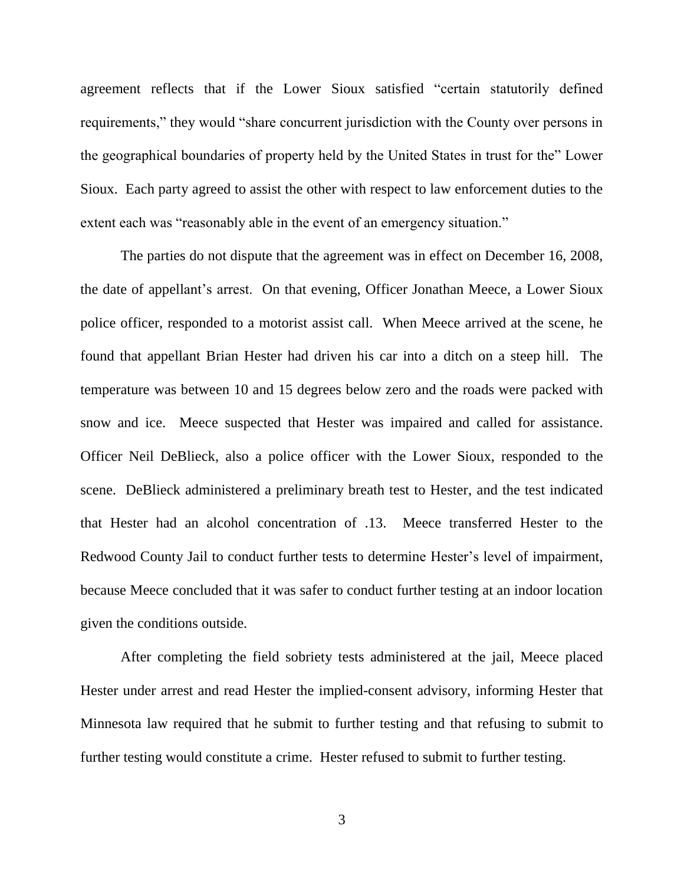agreement reflects that if the Lower Sioux satisfied "certain statutorily defined requirements," they would "share concurrent jurisdiction with the County over persons in the geographical boundaries of property held by the United States in trust for the" Lower Sioux. Each party agreed to assist the other with respect to law enforcement duties to the extent each was "reasonably able in the event of an emergency situation."

The parties do not dispute that the agreement was in effect on December 16, 2008, the date of appellant's arrest. On that evening, Officer Jonathan Meece, a Lower Sioux police officer, responded to a motorist assist call. When Meece arrived at the scene, he found that appellant Brian Hester had driven his car into a ditch on a steep hill. The temperature was between 10 and 15 degrees below zero and the roads were packed with snow and ice. Meece suspected that Hester was impaired and called for assistance. Officer Neil DeBlieck, also a police officer with the Lower Sioux, responded to the scene. DeBlieck administered a preliminary breath test to Hester, and the test indicated that Hester had an alcohol concentration of .13. Meece transferred Hester to the Redwood County Jail to conduct further tests to determine Hester's level of impairment, because Meece concluded that it was safer to conduct further testing at an indoor location given the conditions outside.

After completing the field sobriety tests administered at the jail, Meece placed Hester under arrest and read Hester the implied-consent advisory, informing Hester that Minnesota law required that he submit to further testing and that refusing to submit to further testing would constitute a crime. Hester refused to submit to further testing.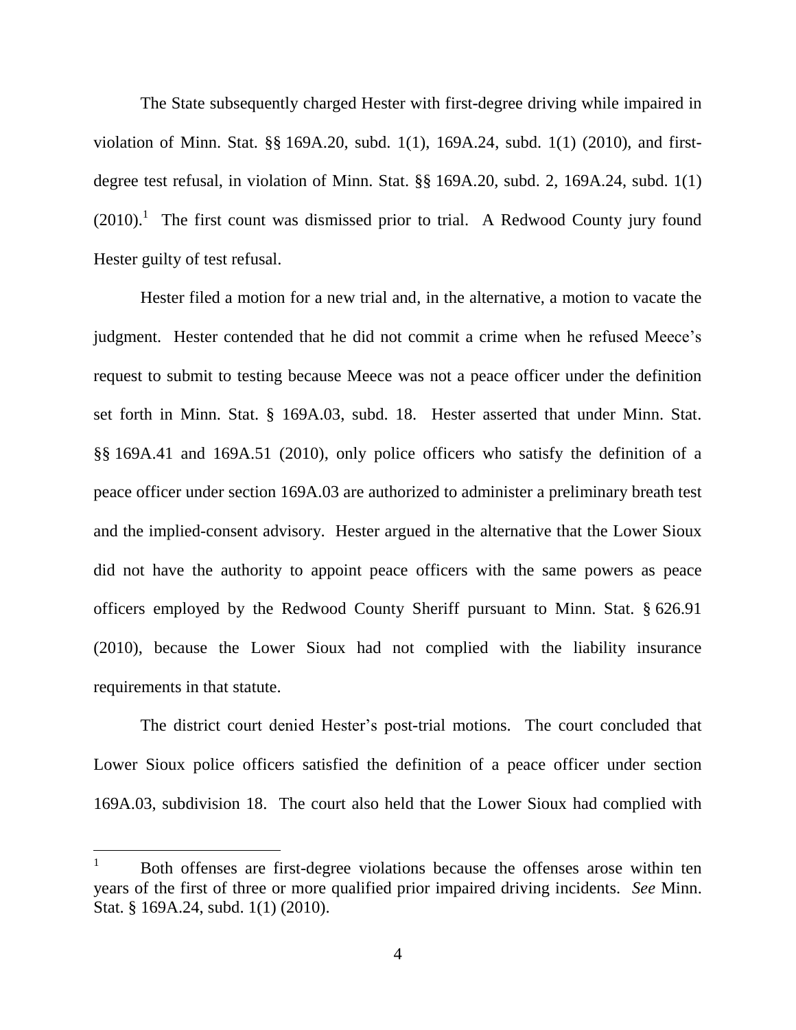The State subsequently charged Hester with first-degree driving while impaired in violation of Minn. Stat. §§ 169A.20, subd. 1(1), 169A.24, subd. 1(1) (2010), and first-degree test refusal, in violation of Minn. Stat. §§ 169A.20, subd. 2, 169A.24, subd. 1(1) (2010).[1] The first count was dismissed prior to trial. A Redwood County jury found Hester guilty of test refusal.

Hester filed a motion for a new trial and, in the alternative, a motion to vacate the judgment. Hester contended that he did not commit a crime when he refused Meece's request to submit to testing because Meece was not a peace officer under the definition set forth in Minn. Stat. § 169A.03, subd. 18. Hester asserted that under Minn. Stat. §§ 169A.41 and 169A.51 (2010), only police officers who satisfy the definition of a peace officer under section 169A.03 are authorized to administer a preliminary breath test and the implied-consent advisory. Hester argued in the alternative that the Lower Sioux did not have the authority to appoint peace officers with the same powers as peace officers employed by the Redwood County Sheriff pursuant to Minn. Stat. § 626.91 (2010), because the Lower Sioux had not complied with the liability insurance requirements in that statute.

The district court denied Hester's post-trial motions. The court concluded that Lower Sioux police officers satisfied the definition of a peace officer under section 169A.03, subdivision 18. The court also held that the Lower Sioux had complied with

[1] Both offenses are first-degree violations because the offenses arose within ten years of the first of three or more qualified prior impaired driving incidents. *See* Minn. Stat. § 169A.24, subd. 1(1) (2010).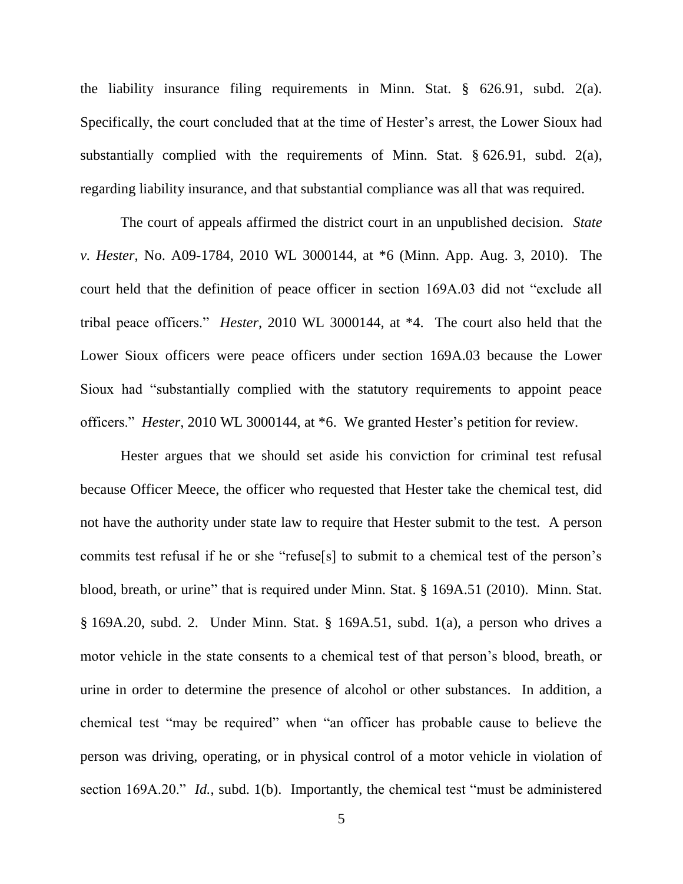the liability insurance filing requirements in Minn. Stat. § 626.91, subd. 2(a). Specifically, the court concluded that at the time of Hester's arrest, the Lower Sioux had substantially complied with the requirements of Minn. Stat. § 626.91, subd. 2(a), regarding liability insurance, and that substantial compliance was all that was required.

The court of appeals affirmed the district court in an unpublished decision. *State v. Hester*, No. A09-1784, 2010 WL 3000144, at *6 (Minn. App. Aug. 3, 2010). The court held that the definition of peace officer in section 169A.03 did not "exclude all tribal peace officers." *Hester*, 2010 WL 3000144, at *4. The court also held that the Lower Sioux officers were peace officers under section 169A.03 because the Lower Sioux had "substantially complied with the statutory requirements to appoint peace officers." *Hester*, 2010 WL 3000144, at *6. We granted Hester's petition for review.

Hester argues that we should set aside his conviction for criminal test refusal because Officer Meece, the officer who requested that Hester take the chemical test, did not have the authority under state law to require that Hester submit to the test. A person commits test refusal if he or she "refuse[s] to submit to a chemical test of the person's blood, breath, or urine" that is required under Minn. Stat. § 169A.51 (2010). Minn. Stat. § 169A.20, subd. 2. Under Minn. Stat. § 169A.51, subd. 1(a), a person who drives a motor vehicle in the state consents to a chemical test of that person's blood, breath, or urine in order to determine the presence of alcohol or other substances. In addition, a chemical test "may be required" when "an officer has probable cause to believe the person was driving, operating, or in physical control of a motor vehicle in violation of section 169A.20." *Id.*, subd. 1(b). Importantly, the chemical test "must be administered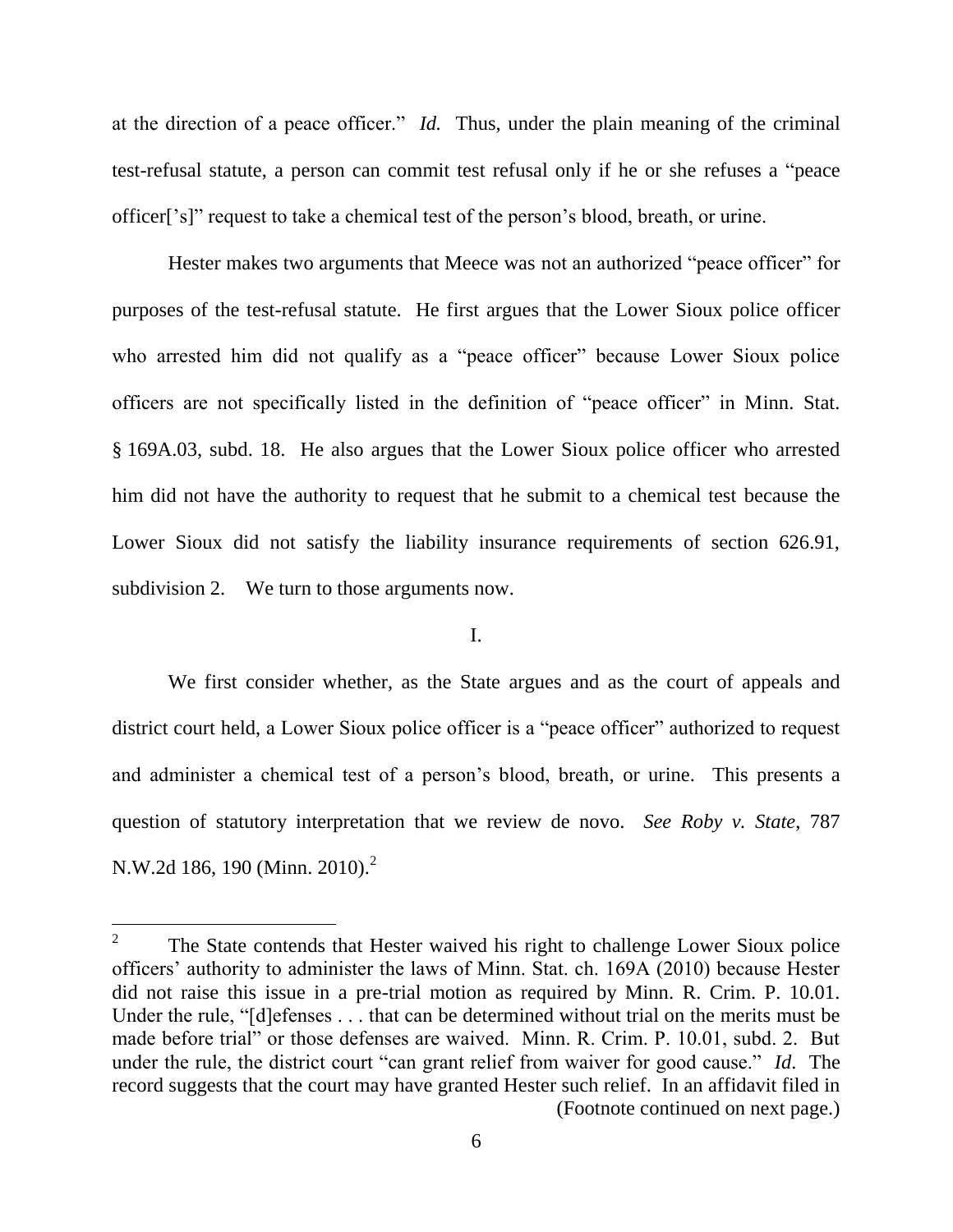at the direction of a peace officer." *Id.* Thus, under the plain meaning of the criminal test-refusal statute, a person can commit test refusal only if he or she refuses a "peace officer['s]" request to take a chemical test of the person's blood, breath, or urine.

Hester makes two arguments that Meece was not an authorized "peace officer" for purposes of the test-refusal statute. He first argues that the Lower Sioux police officer who arrested him did not qualify as a "peace officer" because Lower Sioux police officers are not specifically listed in the definition of "peace officer" in Minn. Stat. § 169A.03, subd. 18. He also argues that the Lower Sioux police officer who arrested him did not have the authority to request that he submit to a chemical test because the Lower Sioux did not satisfy the liability insurance requirements of section 626.91, subdivision 2. We turn to those arguments now.

I.

We first consider whether, as the State argues and as the court of appeals and district court held, a Lower Sioux police officer is a "peace officer" authorized to request and administer a chemical test of a person's blood, breath, or urine. This presents a question of statutory interpretation that we review de novo. *See Roby v. State*, 787 N.W.2d 186, 190 (Minn. 2010).[2]

[2] The State contends that Hester waived his right to challenge Lower Sioux police officers' authority to administer the laws of Minn. Stat. ch. 169A (2010) because Hester did not raise this issue in a pre-trial motion as required by Minn. R. Crim. P. 10.01. Under the rule, "[d]efenses . . . that can be determined without trial on the merits must be made before trial" or those defenses are waived. Minn. R. Crim. P. 10.01, subd. 2. But under the rule, the district court "can grant relief from waiver for good cause." *Id.* The record suggests that the court may have granted Hester such relief. In an affidavit filed in (Footnote continued on next page.)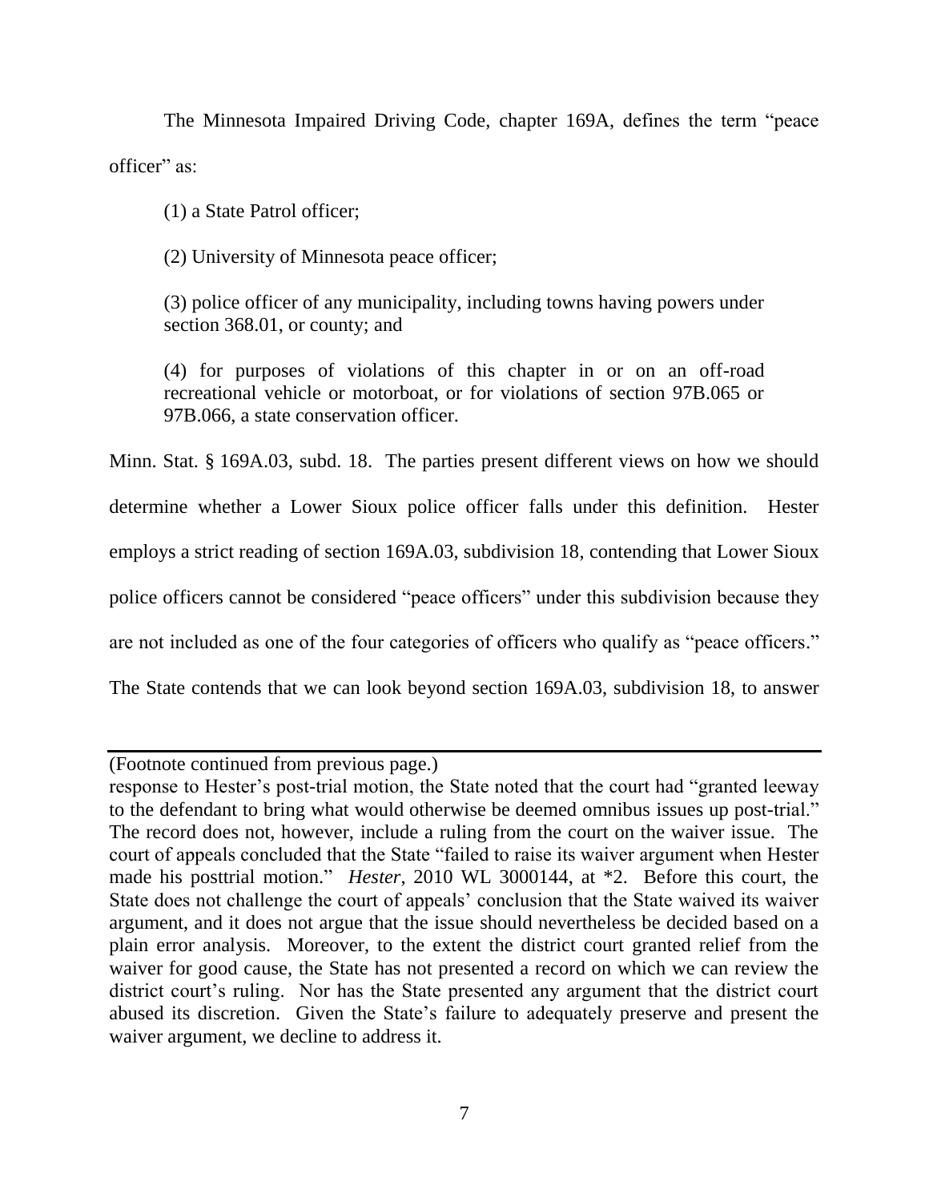The Minnesota Impaired Driving Code, chapter 169A, defines the term "peace officer" as:

> (1) a State Patrol officer;
>
> (2) University of Minnesota peace officer;
>
> (3) police officer of any municipality, including towns having powers under section 368.01, or county; and
>
> (4) for purposes of violations of this chapter in or on an off-road recreational vehicle or motorboat, or for violations of section 97B.065 or 97B.066, a state conservation officer.

Minn. Stat. § 169A.03, subd. 18. The parties present different views on how we should determine whether a Lower Sioux police officer falls under this definition. Hester employs a strict reading of section 169A.03, subdivision 18, contending that Lower Sioux police officers cannot be considered "peace officers" under this subdivision because they are not included as one of the four categories of officers who qualify as "peace officers." The State contends that we can look beyond section 169A.03, subdivision 18, to answer

---

(Footnote continued from previous page.)

response to Hester's post-trial motion, the State noted that the court had "granted leeway to the defendant to bring what would otherwise be deemed omnibus issues up post-trial." The record does not, however, include a ruling from the court on the waiver issue. The court of appeals concluded that the State "failed to raise its waiver argument when Hester made his posttrial motion." *Hester*, 2010 WL 3000144, at *2. Before this court, the State does not challenge the court of appeals' conclusion that the State waived its waiver argument, and it does not argue that the issue should nevertheless be decided based on a plain error analysis. Moreover, to the extent the district court granted relief from the waiver for good cause, the State has not presented a record on which we can review the district court's ruling. Nor has the State presented any argument that the district court abused its discretion. Given the State's failure to adequately preserve and present the waiver argument, we decline to address it.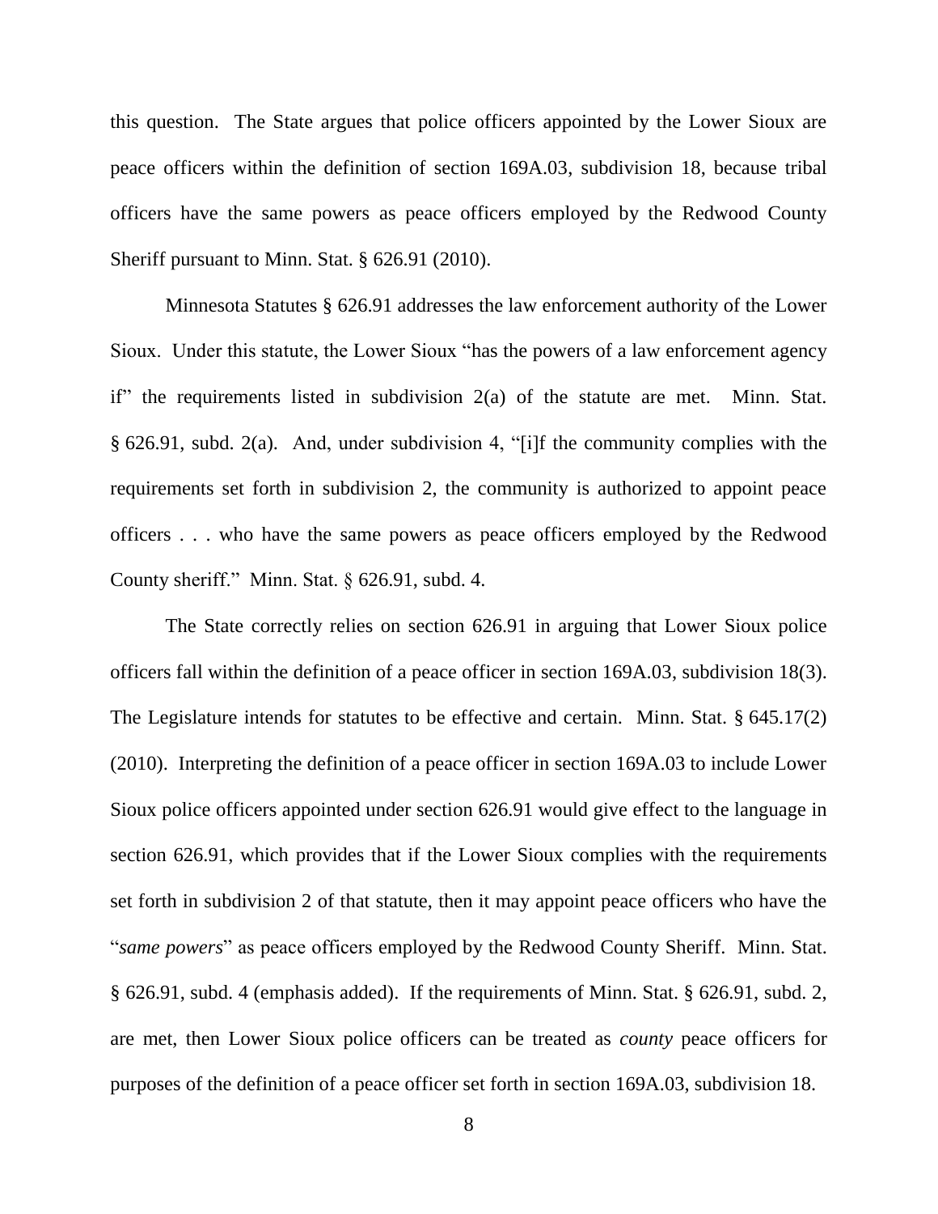this question. The State argues that police officers appointed by the Lower Sioux are peace officers within the definition of section 169A.03, subdivision 18, because tribal officers have the same powers as peace officers employed by the Redwood County Sheriff pursuant to Minn. Stat. § 626.91 (2010).

Minnesota Statutes § 626.91 addresses the law enforcement authority of the Lower Sioux. Under this statute, the Lower Sioux "has the powers of a law enforcement agency if" the requirements listed in subdivision 2(a) of the statute are met. Minn. Stat. § 626.91, subd. 2(a). And, under subdivision 4, "[i]f the community complies with the requirements set forth in subdivision 2, the community is authorized to appoint peace officers . . . who have the same powers as peace officers employed by the Redwood County sheriff." Minn. Stat. § 626.91, subd. 4.

The State correctly relies on section 626.91 in arguing that Lower Sioux police officers fall within the definition of a peace officer in section 169A.03, subdivision 18(3). The Legislature intends for statutes to be effective and certain. Minn. Stat. § 645.17(2) (2010). Interpreting the definition of a peace officer in section 169A.03 to include Lower Sioux police officers appointed under section 626.91 would give effect to the language in section 626.91, which provides that if the Lower Sioux complies with the requirements set forth in subdivision 2 of that statute, then it may appoint peace officers who have the "*same powers*" as peace officers employed by the Redwood County Sheriff. Minn. Stat. § 626.91, subd. 4 (emphasis added). If the requirements of Minn. Stat. § 626.91, subd. 2, are met, then Lower Sioux police officers can be treated as *county* peace officers for purposes of the definition of a peace officer set forth in section 169A.03, subdivision 18.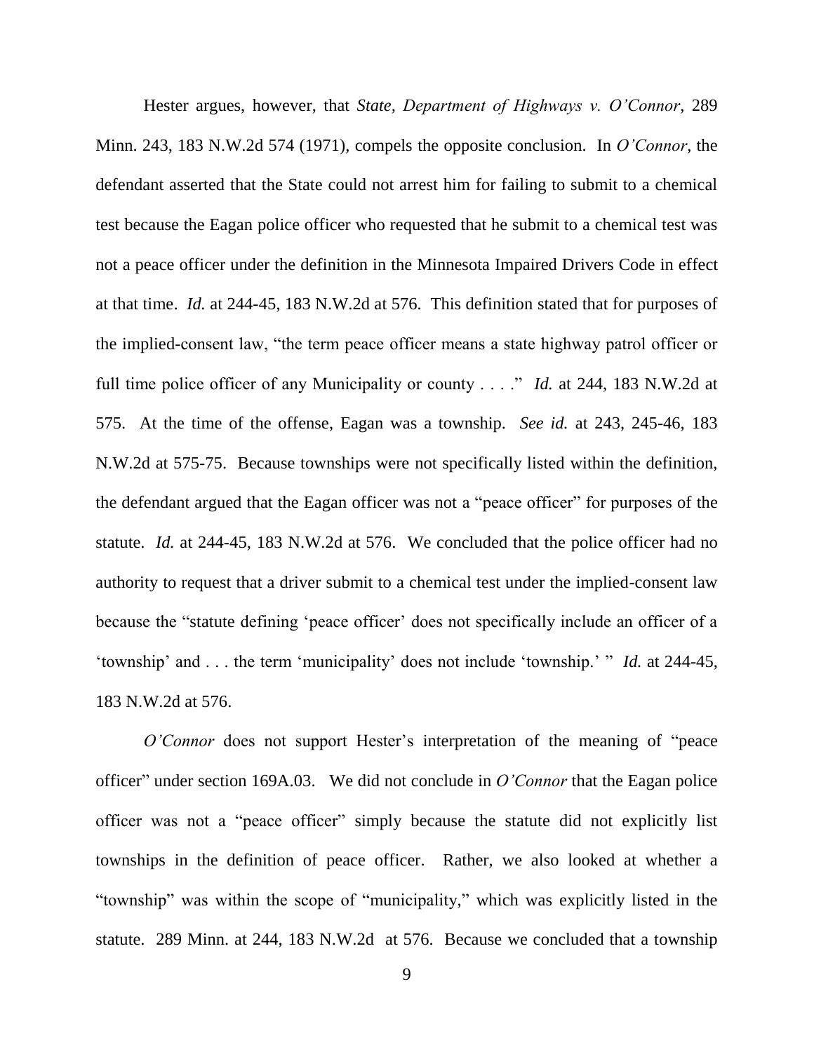Hester argues, however, that *State, Department of Highways v. O'Connor*, 289 Minn. 243, 183 N.W.2d 574 (1971), compels the opposite conclusion. In *O'Connor*, the defendant asserted that the State could not arrest him for failing to submit to a chemical test because the Eagan police officer who requested that he submit to a chemical test was not a peace officer under the definition in the Minnesota Impaired Drivers Code in effect at that time. *Id.* at 244-45, 183 N.W.2d at 576. This definition stated that for purposes of the implied-consent law, "the term peace officer means a state highway patrol officer or full time police officer of any Municipality or county . . . ." *Id.* at 244, 183 N.W.2d at 575. At the time of the offense, Eagan was a township. *See id.* at 243, 245-46, 183 N.W.2d at 575-75. Because townships were not specifically listed within the definition, the defendant argued that the Eagan officer was not a "peace officer" for purposes of the statute. *Id.* at 244-45, 183 N.W.2d at 576. We concluded that the police officer had no authority to request that a driver submit to a chemical test under the implied-consent law because the "statute defining 'peace officer' does not specifically include an officer of a 'township' and . . . the term 'municipality' does not include 'township.' " *Id.* at 244-45, 183 N.W.2d at 576.

*O'Connor* does not support Hester's interpretation of the meaning of "peace officer" under section 169A.03. We did not conclude in *O'Connor* that the Eagan police officer was not a "peace officer" simply because the statute did not explicitly list townships in the definition of peace officer. Rather, we also looked at whether a "township" was within the scope of "municipality," which was explicitly listed in the statute. 289 Minn. at 244, 183 N.W.2d at 576. Because we concluded that a township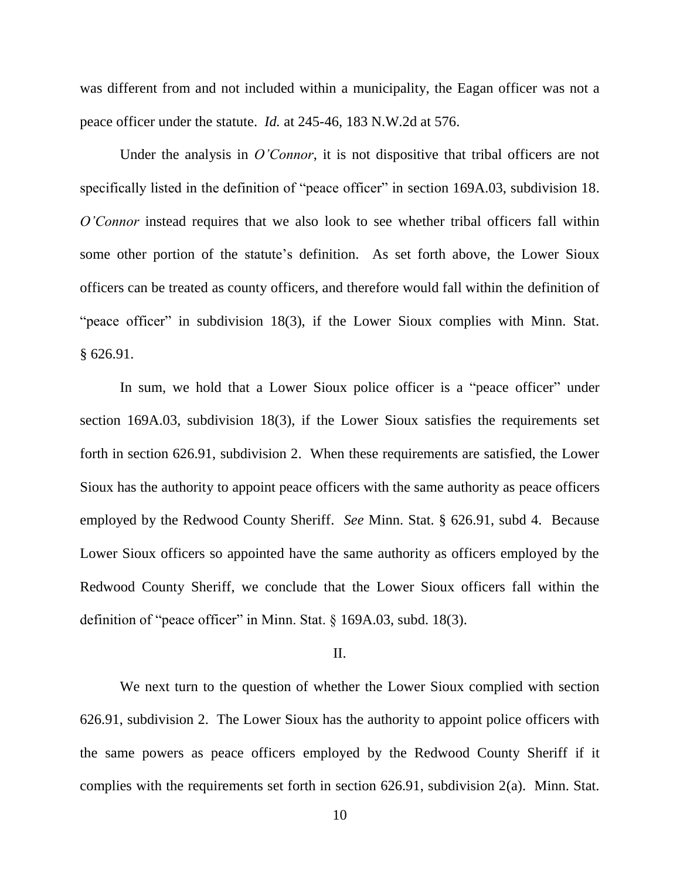was different from and not included within a municipality, the Eagan officer was not a peace officer under the statute. *Id.* at 245-46, 183 N.W.2d at 576.

Under the analysis in *O'Connor*, it is not dispositive that tribal officers are not specifically listed in the definition of "peace officer" in section 169A.03, subdivision 18. *O'Connor* instead requires that we also look to see whether tribal officers fall within some other portion of the statute's definition. As set forth above, the Lower Sioux officers can be treated as county officers, and therefore would fall within the definition of "peace officer" in subdivision 18(3), if the Lower Sioux complies with Minn. Stat. § 626.91.

In sum, we hold that a Lower Sioux police officer is a "peace officer" under section 169A.03, subdivision 18(3), if the Lower Sioux satisfies the requirements set forth in section 626.91, subdivision 2. When these requirements are satisfied, the Lower Sioux has the authority to appoint peace officers with the same authority as peace officers employed by the Redwood County Sheriff. *See* Minn. Stat. § 626.91, subd 4. Because Lower Sioux officers so appointed have the same authority as officers employed by the Redwood County Sheriff, we conclude that the Lower Sioux officers fall within the definition of "peace officer" in Minn. Stat. § 169A.03, subd. 18(3).

## II.

We next turn to the question of whether the Lower Sioux complied with section 626.91, subdivision 2. The Lower Sioux has the authority to appoint police officers with the same powers as peace officers employed by the Redwood County Sheriff if it complies with the requirements set forth in section 626.91, subdivision 2(a). Minn. Stat.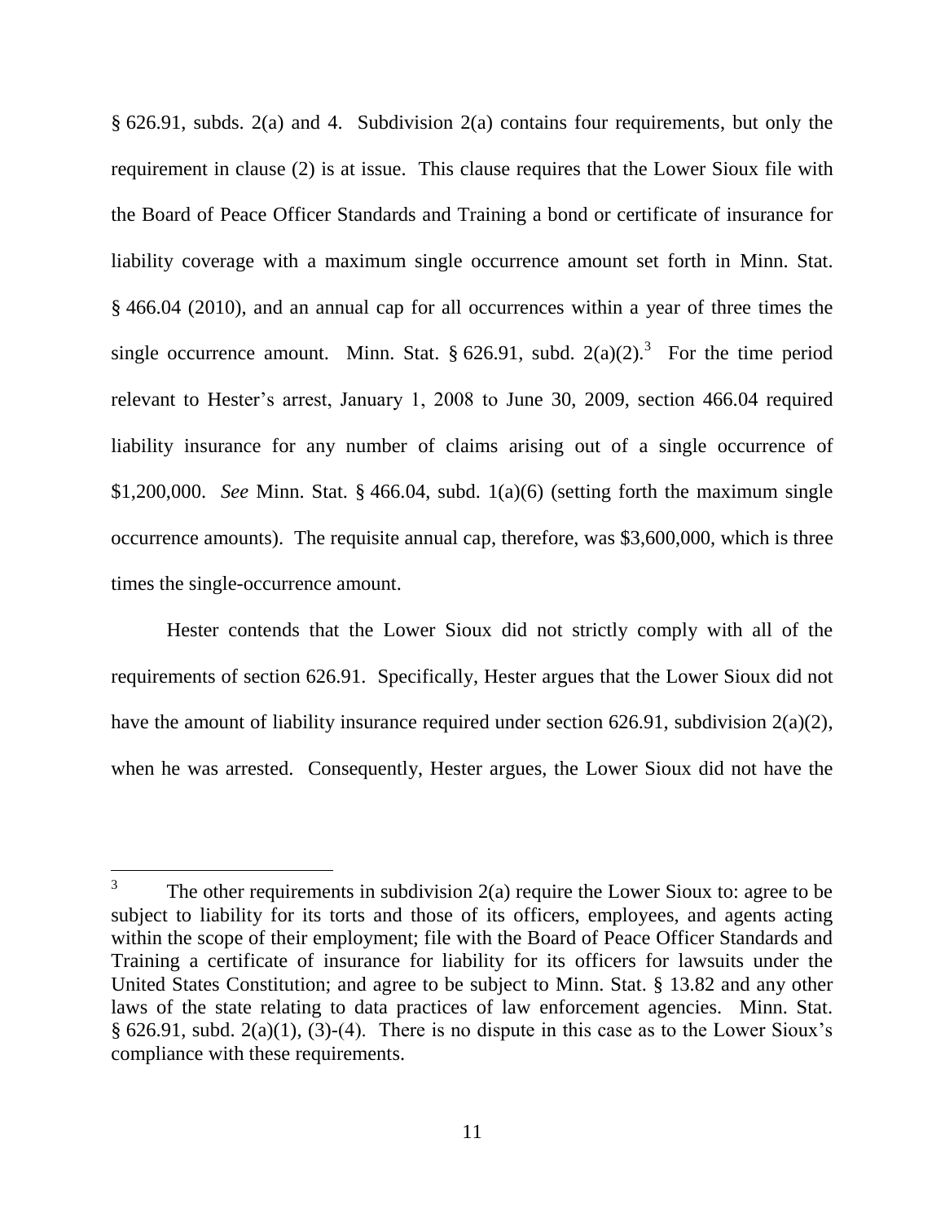§ 626.91, subds. 2(a) and 4. Subdivision 2(a) contains four requirements, but only the requirement in clause (2) is at issue. This clause requires that the Lower Sioux file with the Board of Peace Officer Standards and Training a bond or certificate of insurance for liability coverage with a maximum single occurrence amount set forth in Minn. Stat. § 466.04 (2010), and an annual cap for all occurrences within a year of three times the single occurrence amount. Minn. Stat. § 626.91, subd. 2(a)(2).[3] For the time period relevant to Hester's arrest, January 1, 2008 to June 30, 2009, section 466.04 required liability insurance for any number of claims arising out of a single occurrence of $1,200,000. *See* Minn. Stat. § 466.04, subd. 1(a)(6) (setting forth the maximum single occurrence amounts). The requisite annual cap, therefore, was $3,600,000, which is three times the single-occurrence amount.

Hester contends that the Lower Sioux did not strictly comply with all of the requirements of section 626.91. Specifically, Hester argues that the Lower Sioux did not have the amount of liability insurance required under section 626.91, subdivision 2(a)(2), when he was arrested. Consequently, Hester argues, the Lower Sioux did not have the

---

[3] The other requirements in subdivision 2(a) require the Lower Sioux to: agree to be subject to liability for its torts and those of its officers, employees, and agents acting within the scope of their employment; file with the Board of Peace Officer Standards and Training a certificate of insurance for liability for its officers for lawsuits under the United States Constitution; and agree to be subject to Minn. Stat. § 13.82 and any other laws of the state relating to data practices of law enforcement agencies. Minn. Stat. § 626.91, subd. 2(a)(1), (3)-(4). There is no dispute in this case as to the Lower Sioux's compliance with these requirements.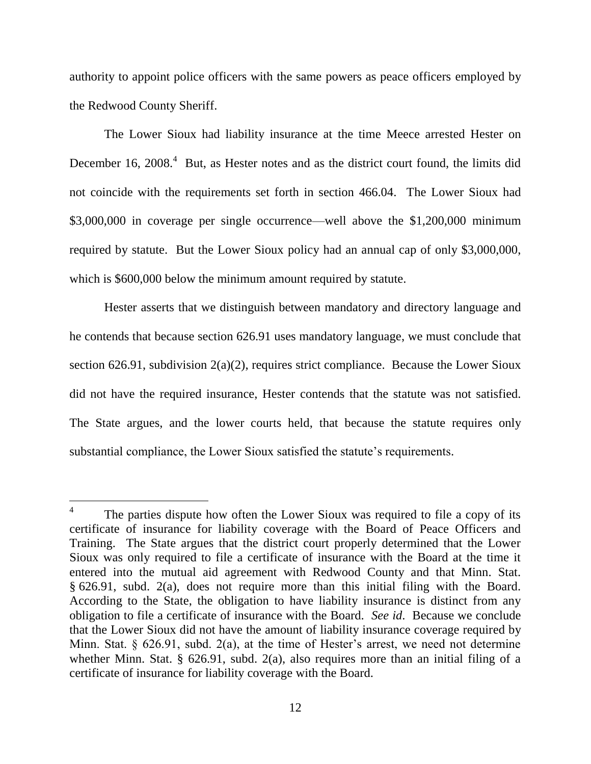authority to appoint police officers with the same powers as peace officers employed by the Redwood County Sheriff.

The Lower Sioux had liability insurance at the time Meece arrested Hester on December 16, 2008.[4] But, as Hester notes and as the district court found, the limits did not coincide with the requirements set forth in section 466.04. The Lower Sioux had $3,000,000 in coverage per single occurrence—well above the $1,200,000 minimum required by statute. But the Lower Sioux policy had an annual cap of only $3,000,000, which is $600,000 below the minimum amount required by statute.

Hester asserts that we distinguish between mandatory and directory language and he contends that because section 626.91 uses mandatory language, we must conclude that section 626.91, subdivision 2(a)(2), requires strict compliance. Because the Lower Sioux did not have the required insurance, Hester contends that the statute was not satisfied. The State argues, and the lower courts held, that because the statute requires only substantial compliance, the Lower Sioux satisfied the statute's requirements.

---

[4] The parties dispute how often the Lower Sioux was required to file a copy of its certificate of insurance for liability coverage with the Board of Peace Officers and Training. The State argues that the district court properly determined that the Lower Sioux was only required to file a certificate of insurance with the Board at the time it entered into the mutual aid agreement with Redwood County and that Minn. Stat. § 626.91, subd. 2(a), does not require more than this initial filing with the Board. According to the State, the obligation to have liability insurance is distinct from any obligation to file a certificate of insurance with the Board. *See id*. Because we conclude that the Lower Sioux did not have the amount of liability insurance coverage required by Minn. Stat. § 626.91, subd. 2(a), at the time of Hester's arrest, we need not determine whether Minn. Stat. § 626.91, subd. 2(a), also requires more than an initial filing of a certificate of insurance for liability coverage with the Board.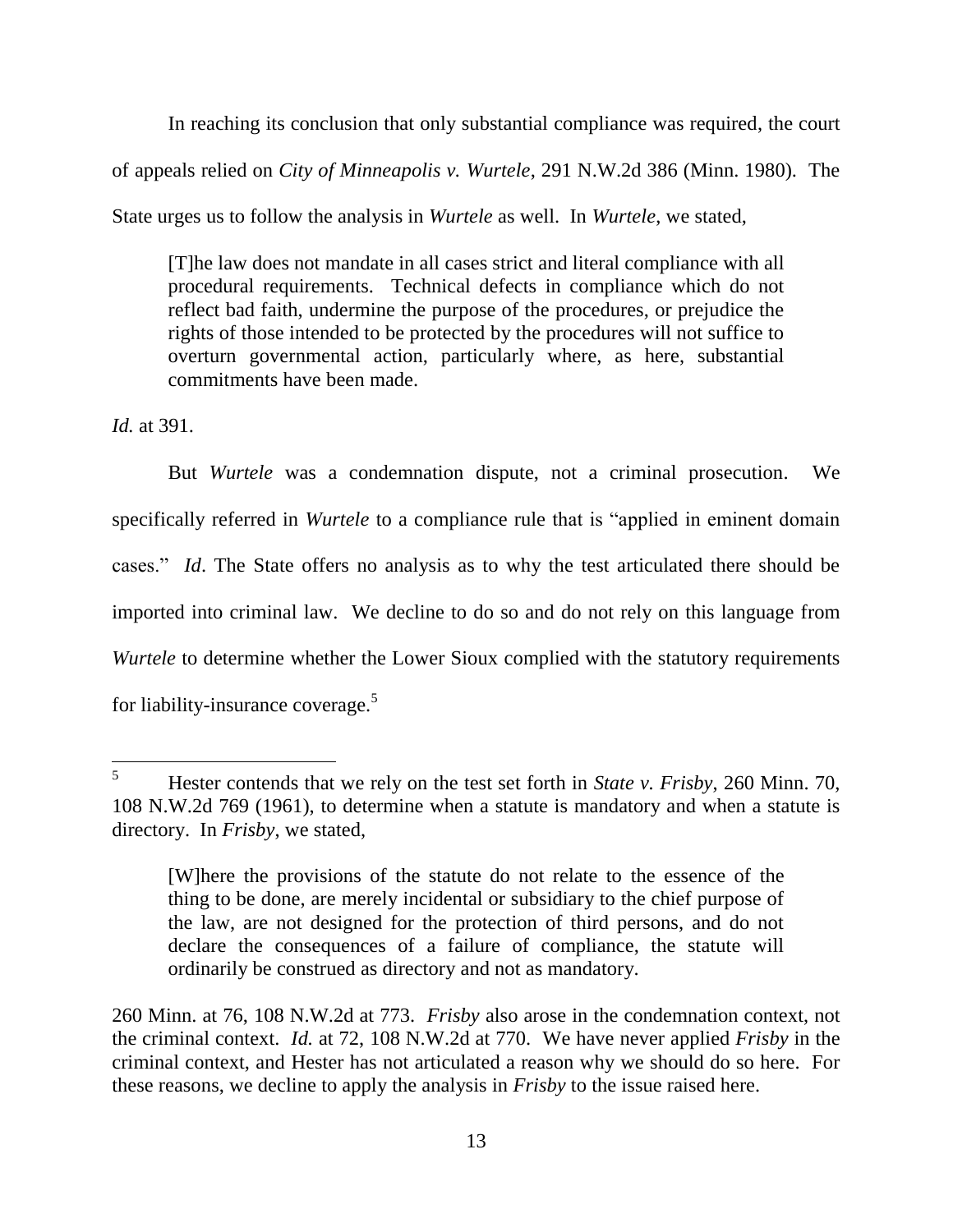In reaching its conclusion that only substantial compliance was required, the court of appeals relied on *City of Minneapolis v. Wurtele*, 291 N.W.2d 386 (Minn. 1980). The State urges us to follow the analysis in *Wurtele* as well. In *Wurtele*, we stated,

> [T]he law does not mandate in all cases strict and literal compliance with all procedural requirements. Technical defects in compliance which do not reflect bad faith, undermine the purpose of the procedures, or prejudice the rights of those intended to be protected by the procedures will not suffice to overturn governmental action, particularly where, as here, substantial commitments have been made.

*Id.* at 391.

But *Wurtele* was a condemnation dispute, not a criminal prosecution. We specifically referred in *Wurtele* to a compliance rule that is "applied in eminent domain cases." *Id*. The State offers no analysis as to why the test articulated there should be imported into criminal law. We decline to do so and do not rely on this language from *Wurtele* to determine whether the Lower Sioux complied with the statutory requirements for liability-insurance coverage.[5]

---

[5] Hester contends that we rely on the test set forth in *State v. Frisby*, 260 Minn. 70, 108 N.W.2d 769 (1961), to determine when a statute is mandatory and when a statute is directory. In *Frisby*, we stated,

> [W]here the provisions of the statute do not relate to the essence of the thing to be done, are merely incidental or subsidiary to the chief purpose of the law, are not designed for the protection of third persons, and do not declare the consequences of a failure of compliance, the statute will ordinarily be construed as directory and not as mandatory.

260 Minn. at 76, 108 N.W.2d at 773. *Frisby* also arose in the condemnation context, not the criminal context. *Id.* at 72, 108 N.W.2d at 770. We have never applied *Frisby* in the criminal context, and Hester has not articulated a reason why we should do so here. For these reasons, we decline to apply the analysis in *Frisby* to the issue raised here.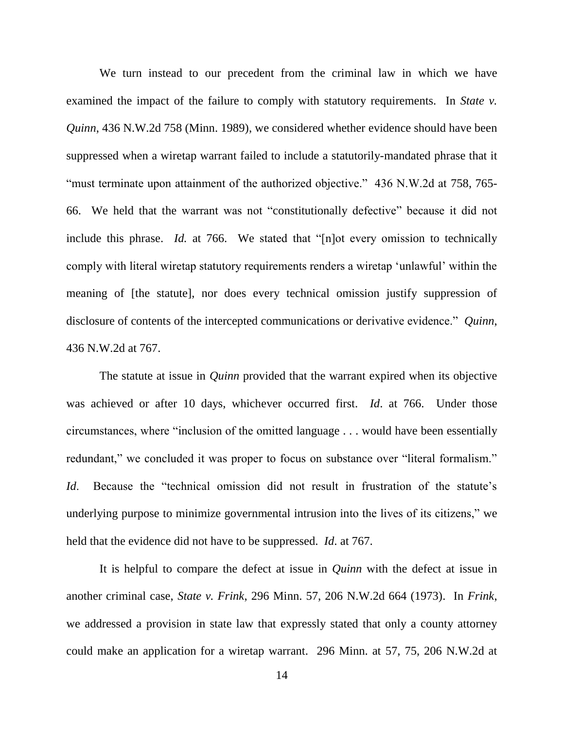We turn instead to our precedent from the criminal law in which we have examined the impact of the failure to comply with statutory requirements. In *State v. Quinn*, 436 N.W.2d 758 (Minn. 1989), we considered whether evidence should have been suppressed when a wiretap warrant failed to include a statutorily-mandated phrase that it "must terminate upon attainment of the authorized objective." 436 N.W.2d at 758, 765-66. We held that the warrant was not "constitutionally defective" because it did not include this phrase. *Id.* at 766. We stated that "[n]ot every omission to technically comply with literal wiretap statutory requirements renders a wiretap 'unlawful' within the meaning of [the statute], nor does every technical omission justify suppression of disclosure of contents of the intercepted communications or derivative evidence." *Quinn*, 436 N.W.2d at 767.

The statute at issue in *Quinn* provided that the warrant expired when its objective was achieved or after 10 days, whichever occurred first. *Id*. at 766. Under those circumstances, where "inclusion of the omitted language . . . would have been essentially redundant," we concluded it was proper to focus on substance over "literal formalism." *Id*. Because the "technical omission did not result in frustration of the statute's underlying purpose to minimize governmental intrusion into the lives of its citizens," we held that the evidence did not have to be suppressed. *Id.* at 767.

It is helpful to compare the defect at issue in *Quinn* with the defect at issue in another criminal case, *State v. Frink*, 296 Minn. 57, 206 N.W.2d 664 (1973). In *Frink*, we addressed a provision in state law that expressly stated that only a county attorney could make an application for a wiretap warrant. 296 Minn. at 57, 75, 206 N.W.2d at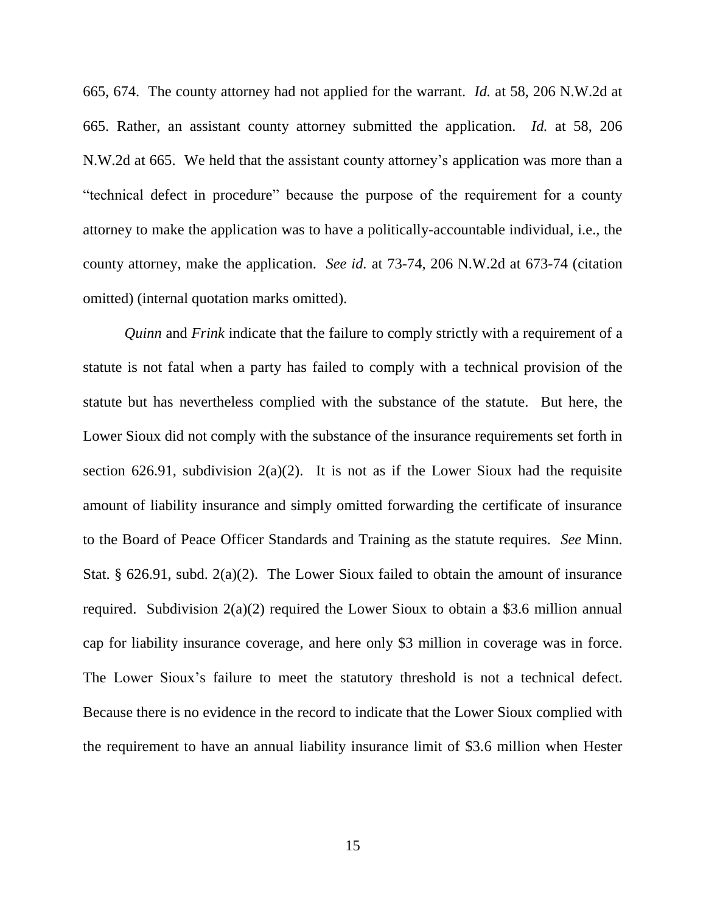665, 674. The county attorney had not applied for the warrant. *Id.* at 58, 206 N.W.2d at 665. Rather, an assistant county attorney submitted the application. *Id.* at 58, 206 N.W.2d at 665. We held that the assistant county attorney's application was more than a "technical defect in procedure" because the purpose of the requirement for a county attorney to make the application was to have a politically-accountable individual, i.e., the county attorney, make the application. *See id.* at 73-74, 206 N.W.2d at 673-74 (citation omitted) (internal quotation marks omitted).

*Quinn* and *Frink* indicate that the failure to comply strictly with a requirement of a statute is not fatal when a party has failed to comply with a technical provision of the statute but has nevertheless complied with the substance of the statute. But here, the Lower Sioux did not comply with the substance of the insurance requirements set forth in section 626.91, subdivision 2(a)(2). It is not as if the Lower Sioux had the requisite amount of liability insurance and simply omitted forwarding the certificate of insurance to the Board of Peace Officer Standards and Training as the statute requires. *See* Minn. Stat. § 626.91, subd. 2(a)(2). The Lower Sioux failed to obtain the amount of insurance required. Subdivision 2(a)(2) required the Lower Sioux to obtain a $3.6 million annual cap for liability insurance coverage, and here only $3 million in coverage was in force. The Lower Sioux's failure to meet the statutory threshold is not a technical defect. Because there is no evidence in the record to indicate that the Lower Sioux complied with the requirement to have an annual liability insurance limit of $3.6 million when Hester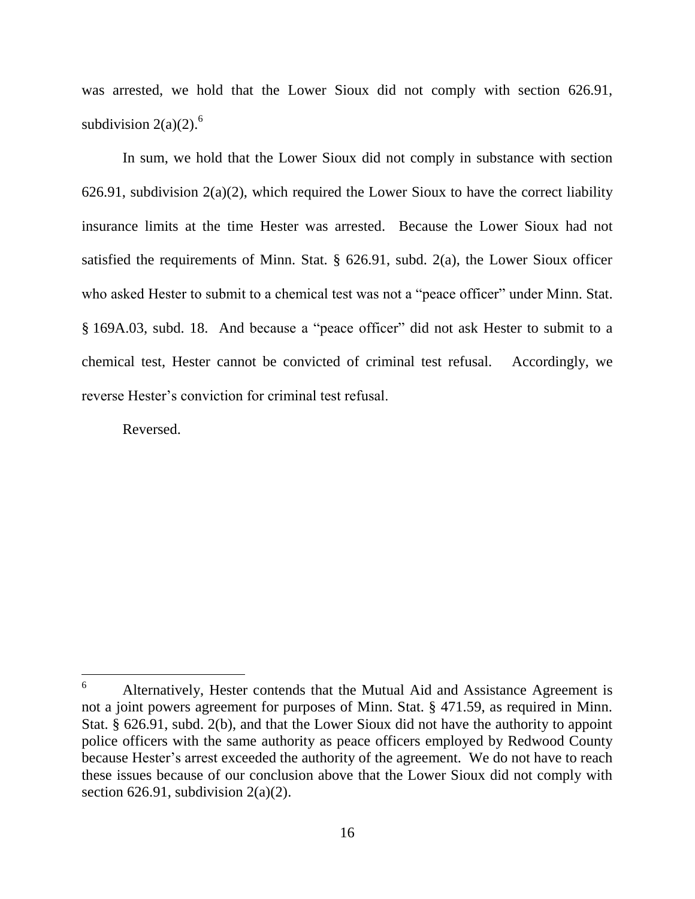was arrested, we hold that the Lower Sioux did not comply with section 626.91, subdivision 2(a)(2).[6]

In sum, we hold that the Lower Sioux did not comply in substance with section 626.91, subdivision 2(a)(2), which required the Lower Sioux to have the correct liability insurance limits at the time Hester was arrested. Because the Lower Sioux had not satisfied the requirements of Minn. Stat. § 626.91, subd. 2(a), the Lower Sioux officer who asked Hester to submit to a chemical test was not a "peace officer" under Minn. Stat. § 169A.03, subd. 18. And because a "peace officer" did not ask Hester to submit to a chemical test, Hester cannot be convicted of criminal test refusal. Accordingly, we reverse Hester's conviction for criminal test refusal.

Reversed.

---

[6] Alternatively, Hester contends that the Mutual Aid and Assistance Agreement is not a joint powers agreement for purposes of Minn. Stat. § 471.59, as required in Minn. Stat. § 626.91, subd. 2(b), and that the Lower Sioux did not have the authority to appoint police officers with the same authority as peace officers employed by Redwood County because Hester's arrest exceeded the authority of the agreement. We do not have to reach these issues because of our conclusion above that the Lower Sioux did not comply with section 626.91, subdivision 2(a)(2).